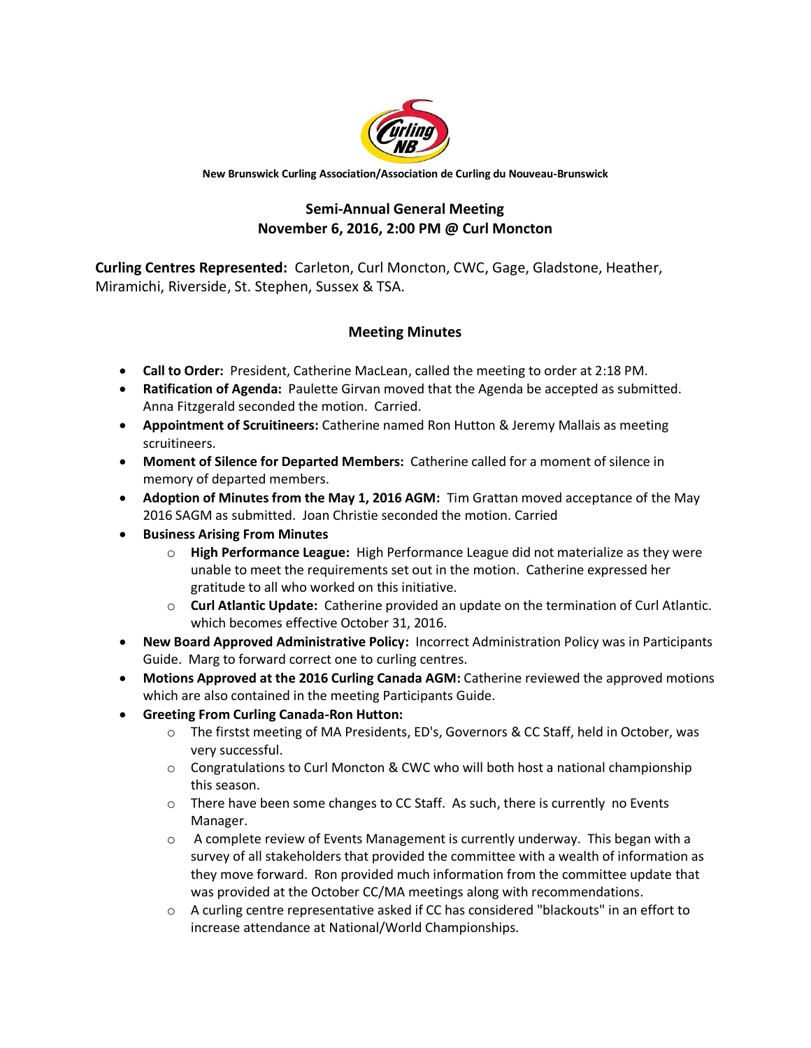**New Brunswick Curling Association/Association de Curling du Nouveau-Brunswick**

## Semi-Annual General Meeting
## November 6, 2016, 2:00 PM @ Curl Moncton

**Curling Centres Represented:** Carleton, Curl Moncton, CWC, Gage, Gladstone, Heather, Miramichi, Riverside, St. Stephen, Sussex & TSA.

### Meeting Minutes

- **Call to Order:** President, Catherine MacLean, called the meeting to order at 2:18 PM.
- **Ratification of Agenda:** Paulette Girvan moved that the Agenda be accepted as submitted. Anna Fitzgerald seconded the motion. Carried.
- **Appointment of Scruitineers:** Catherine named Ron Hutton & Jeremy Mallais as meeting scruitineers.
- **Moment of Silence for Departed Members:** Catherine called for a moment of silence in memory of departed members.
- **Adoption of Minutes from the May 1, 2016 AGM:** Tim Grattan moved acceptance of the May 2016 SAGM as submitted. Joan Christie seconded the motion. Carried
- **Business Arising From Minutes**
    - **High Performance League:** High Performance League did not materialize as they were unable to meet the requirements set out in the motion. Catherine expressed her gratitude to all who worked on this initiative.
    - **Curl Atlantic Update:** Catherine provided an update on the termination of Curl Atlantic. which becomes effective October 31, 2016.
- **New Board Approved Administrative Policy:** Incorrect Administration Policy was in Participants Guide. Marg to forward correct one to curling centres.
- **Motions Approved at the 2016 Curling Canada AGM:** Catherine reviewed the approved motions which are also contained in the meeting Participants Guide.
- **Greeting From Curling Canada-Ron Hutton:**
    - The firstst meeting of MA Presidents, ED's, Governors & CC Staff, held in October, was very successful.
    - Congratulations to Curl Moncton & CWC who will both host a national championship this season.
    - There have been some changes to CC Staff. As such, there is currently no Events Manager.
    - A complete review of Events Management is currently underway. This began with a survey of all stakeholders that provided the committee with a wealth of information as they move forward. Ron provided much information from the committee update that was provided at the October CC/MA meetings along with recommendations.
    - A curling centre representative asked if CC has considered "blackouts" in an effort to increase attendance at National/World Championships.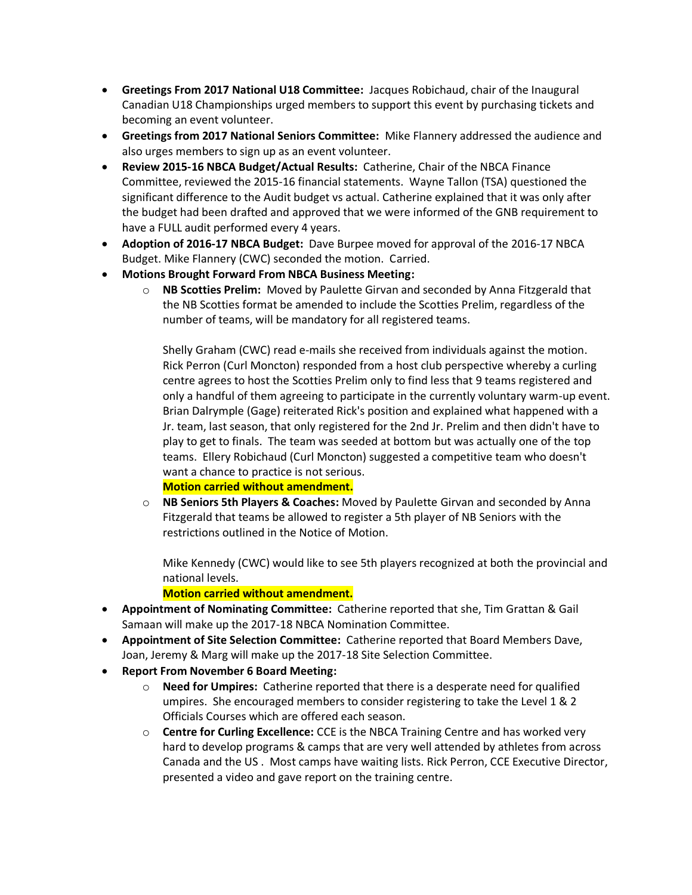- **Greetings From 2017 National U18 Committee:** Jacques Robichaud, chair of the Inaugural Canadian U18 Championships urged members to support this event by purchasing tickets and becoming an event volunteer.
- **Greetings from 2017 National Seniors Committee:** Mike Flannery addressed the audience and also urges members to sign up as an event volunteer.
- **Review 2015-16 NBCA Budget/Actual Results:** Catherine, Chair of the NBCA Finance Committee, reviewed the 2015-16 financial statements. Wayne Tallon (TSA) questioned the significant difference to the Audit budget vs actual. Catherine explained that it was only after the budget had been drafted and approved that we were informed of the GNB requirement to have a FULL audit performed every 4 years.
- **Adoption of 2016-17 NBCA Budget:** Dave Burpee moved for approval of the 2016-17 NBCA Budget. Mike Flannery (CWC) seconded the motion. Carried.
- **Motions Brought Forward From NBCA Business Meeting:**
  - **NB Scotties Prelim:** Moved by Paulette Girvan and seconded by Anna Fitzgerald that the NB Scotties format be amended to include the Scotties Prelim, regardless of the number of teams, will be mandatory for all registered teams.

    Shelly Graham (CWC) read e-mails she received from individuals against the motion. Rick Perron (Curl Moncton) responded from a host club perspective whereby a curling centre agrees to host the Scotties Prelim only to find less that 9 teams registered and only a handful of them agreeing to participate in the currently voluntary warm-up event. Brian Dalrymple (Gage) reiterated Rick's position and explained what happened with a Jr. team, last season, that only registered for the 2nd Jr. Prelim and then didn't have to play to get to finals. The team was seeded at bottom but was actually one of the top teams. Ellery Robichaud (Curl Moncton) suggested a competitive team who doesn't want a chance to practice is not serious.

    **Motion carried without amendment.**
  - **NB Seniors 5th Players & Coaches:** Moved by Paulette Girvan and seconded by Anna Fitzgerald that teams be allowed to register a 5th player of NB Seniors with the restrictions outlined in the Notice of Motion.

    Mike Kennedy (CWC) would like to see 5th players recognized at both the provincial and national levels.

    **Motion carried without amendment.**
- **Appointment of Nominating Committee:** Catherine reported that she, Tim Grattan & Gail Samaan will make up the 2017-18 NBCA Nomination Committee.
- **Appointment of Site Selection Committee:** Catherine reported that Board Members Dave, Joan, Jeremy & Marg will make up the 2017-18 Site Selection Committee.
- **Report From November 6 Board Meeting:**
  - **Need for Umpires:** Catherine reported that there is a desperate need for qualified umpires. She encouraged members to consider registering to take the Level 1 & 2 Officials Courses which are offered each season.
  - **Centre for Curling Excellence:** CCE is the NBCA Training Centre and has worked very hard to develop programs & camps that are very well attended by athletes from across Canada and the US . Most camps have waiting lists. Rick Perron, CCE Executive Director, presented a video and gave report on the training centre.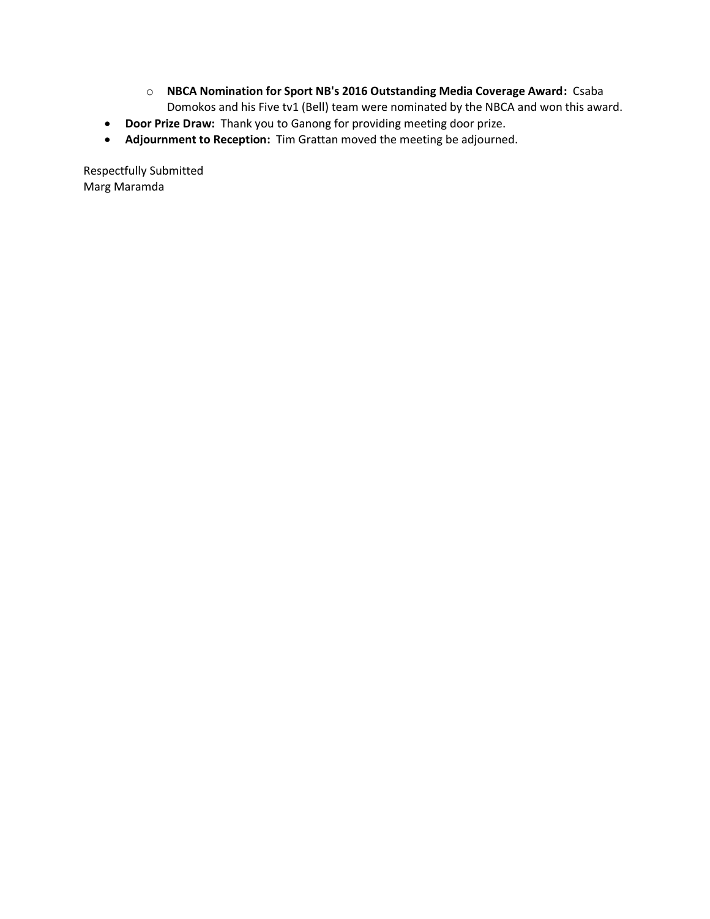- **NBCA Nomination for Sport NB's 2016 Outstanding Media Coverage Award:** Csaba Domokos and his Five tv1 (Bell) team were nominated by the NBCA and won this award.
- **Door Prize Draw:** Thank you to Ganong for providing meeting door prize.
- **Adjournment to Reception:** Tim Grattan moved the meeting be adjourned.

Respectfully Submitted
Marg Maramda